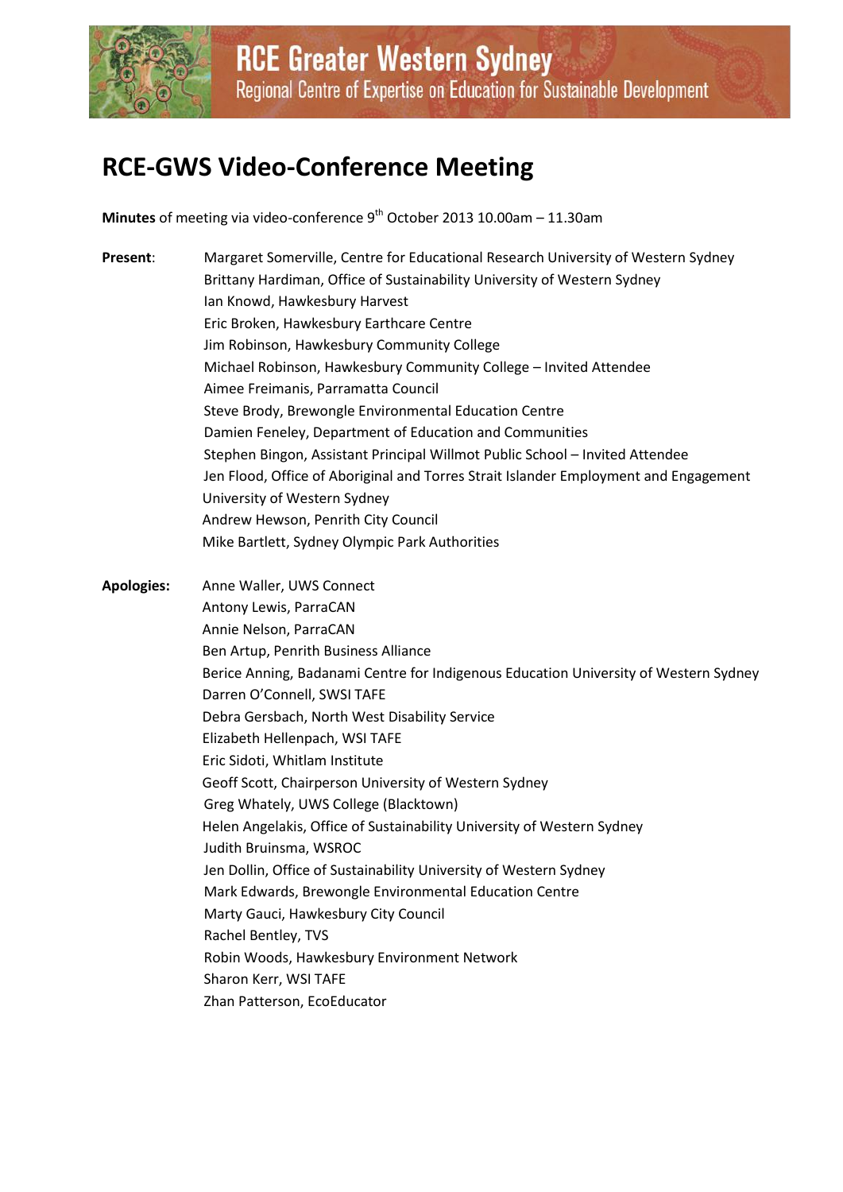RCE Greater Western Sydney
Regional Centre of Expertise on Education for Sustainable Development

# RCE-GWS Video-Conference Meeting

**Minutes** of meeting via video-conference 9th October 2013 10.00am – 11.30am

**Present**:
Margaret Somerville, Centre for Educational Research University of Western Sydney
Brittany Hardiman, Office of Sustainability University of Western Sydney
Ian Knowd, Hawkesbury Harvest
Eric Broken, Hawkesbury Earthcare Centre
Jim Robinson, Hawkesbury Community College
Michael Robinson, Hawkesbury Community College – Invited Attendee
Aimee Freimanis, Parramatta Council
Steve Brody, Brewongle Environmental Education Centre
Damien Feneley, Department of Education and Communities
Stephen Bingon, Assistant Principal Willmot Public School – Invited Attendee
Jen Flood, Office of Aboriginal and Torres Strait Islander Employment and Engagement University of Western Sydney
Andrew Hewson, Penrith City Council
Mike Bartlett, Sydney Olympic Park Authorities

**Apologies:**
Anne Waller, UWS Connect
Antony Lewis, ParraCAN
Annie Nelson, ParraCAN
Ben Artup, Penrith Business Alliance
Berice Anning, Badanami Centre for Indigenous Education University of Western Sydney
Darren O'Connell, SWSI TAFE
Debra Gersbach, North West Disability Service
Elizabeth Hellenpach, WSI TAFE
Eric Sidoti, Whitlam Institute
Geoff Scott, Chairperson University of Western Sydney
Greg Whately, UWS College (Blacktown)
Helen Angelakis, Office of Sustainability University of Western Sydney
Judith Bruinsma, WSROC
Jen Dollin, Office of Sustainability University of Western Sydney
Mark Edwards, Brewongle Environmental Education Centre
Marty Gauci, Hawkesbury City Council
Rachel Bentley, TVS
Robin Woods, Hawkesbury Environment Network
Sharon Kerr, WSI TAFE
Zhan Patterson, EcoEducator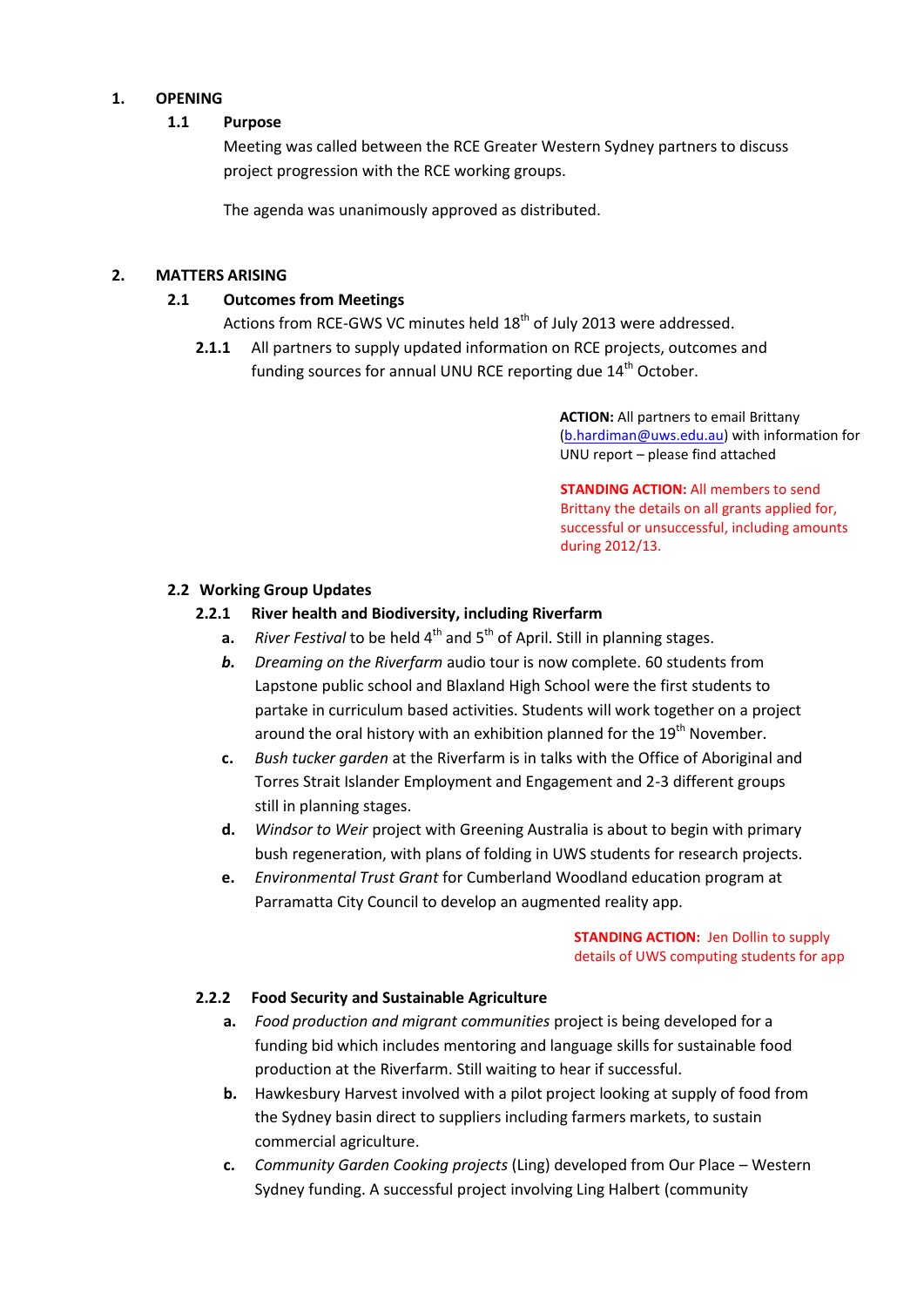# 1. OPENING

## 1.1 Purpose

Meeting was called between the RCE Greater Western Sydney partners to discuss project progression with the RCE working groups.

The agenda was unanimously approved as distributed.

# 2. MATTERS ARISING

## 2.1 Outcomes from Meetings

Actions from RCE-GWS VC minutes held 18th of July 2013 were addressed.

**2.1.1** All partners to supply updated information on RCE projects, outcomes and funding sources for annual UNU RCE reporting due 14th October.

**ACTION:** All partners to email Brittany (b.hardiman@uws.edu.au) with information for UNU report – please find attached

**STANDING ACTION:** All members to send Brittany the details on all grants applied for, successful or unsuccessful, including amounts during 2012/13.

## 2.2 Working Group Updates

### 2.2.1 River health and Biodiversity, including Riverfarm

**a.** *River Festival* to be held 4th and 5th of April. Still in planning stages.

***b.*** *Dreaming on the Riverfarm* audio tour is now complete. 60 students from Lapstone public school and Blaxland High School were the first students to partake in curriculum based activities. Students will work together on a project around the oral history with an exhibition planned for the 19th November.

**c.** *Bush tucker garden* at the Riverfarm is in talks with the Office of Aboriginal and Torres Strait Islander Employment and Engagement and 2-3 different groups still in planning stages.

**d.** *Windsor to Weir* project with Greening Australia is about to begin with primary bush regeneration, with plans of folding in UWS students for research projects.

**e.** *Environmental Trust Grant* for Cumberland Woodland education program at Parramatta City Council to develop an augmented reality app.

**STANDING ACTION:** Jen Dollin to supply details of UWS computing students for app

### 2.2.2 Food Security and Sustainable Agriculture

**a.** *Food production and migrant communities* project is being developed for a funding bid which includes mentoring and language skills for sustainable food production at the Riverfarm. Still waiting to hear if successful.

**b.** Hawkesbury Harvest involved with a pilot project looking at supply of food from the Sydney basin direct to suppliers including farmers markets, to sustain commercial agriculture.

**c.** *Community Garden Cooking projects* (Ling) developed from Our Place – Western Sydney funding. A successful project involving Ling Halbert (community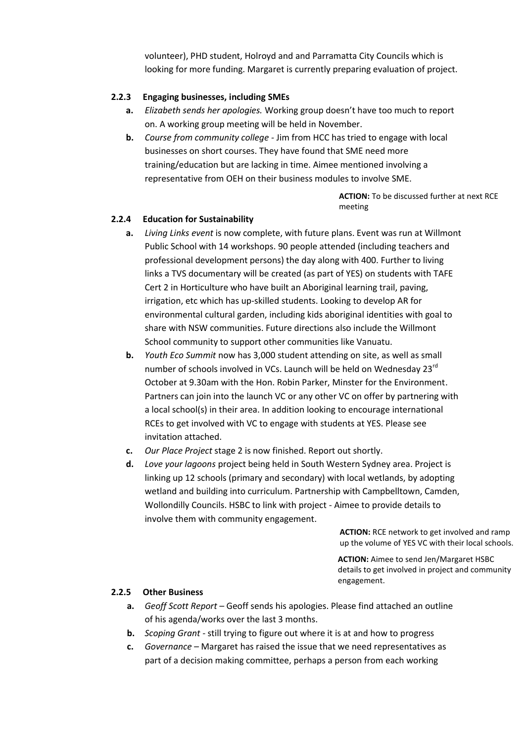volunteer), PHD student, Holroyd and and Parramatta City Councils which is looking for more funding. Margaret is currently preparing evaluation of project.

#### 2.2.3 Engaging businesses, including SMEs

**a.** *Elizabeth sends her apologies.* Working group doesn't have too much to report on. A working group meeting will be held in November.

**b.** *Course from community college* - Jim from HCC has tried to engage with local businesses on short courses. They have found that SME need more training/education but are lacking in time. Aimee mentioned involving a representative from OEH on their business modules to involve SME.

**ACTION:** To be discussed further at next RCE meeting

#### 2.2.4 Education for Sustainability

**a.** *Living Links event* is now complete, with future plans. Event was run at Willmont Public School with 14 workshops. 90 people attended (including teachers and professional development persons) the day along with 400. Further to living links a TVS documentary will be created (as part of YES) on students with TAFE Cert 2 in Horticulture who have built an Aboriginal learning trail, paving, irrigation, etc which has up-skilled students. Looking to develop AR for environmental cultural garden, including kids aboriginal identities with goal to share with NSW communities. Future directions also include the Willmont School community to support other communities like Vanuatu.

**b.** *Youth Eco Summit* now has 3,000 student attending on site, as well as small number of schools involved in VCs. Launch will be held on Wednesday 23rd October at 9.30am with the Hon. Robin Parker, Minster for the Environment. Partners can join into the launch VC or any other VC on offer by partnering with a local school(s) in their area. In addition looking to encourage international RCEs to get involved with VC to engage with students at YES. Please see invitation attached.

**c.** *Our Place Project* stage 2 is now finished. Report out shortly.

**d.** *Love your lagoons* project being held in South Western Sydney area. Project is linking up 12 schools (primary and secondary) with local wetlands, by adopting wetland and building into curriculum. Partnership with Campbelltown, Camden, Wollondilly Councils. HSBC to link with project - Aimee to provide details to involve them with community engagement.

**ACTION:** RCE network to get involved and ramp up the volume of YES VC with their local schools.

**ACTION:** Aimee to send Jen/Margaret HSBC details to get involved in project and community engagement.

#### 2.2.5 Other Business

**a.** *Geoff Scott Report* – Geoff sends his apologies. Please find attached an outline of his agenda/works over the last 3 months.

**b.** *Scoping Grant* - still trying to figure out where it is at and how to progress

**c.** *Governance* – Margaret has raised the issue that we need representatives as part of a decision making committee, perhaps a person from each working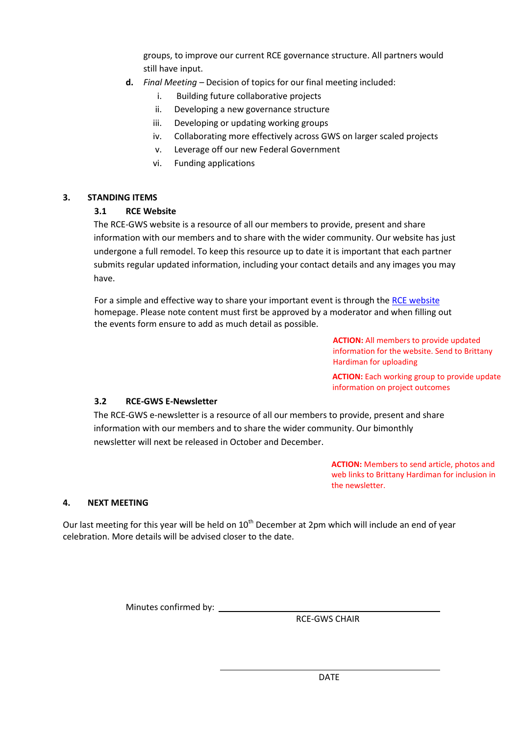groups, to improve our current RCE governance structure. All partners would still have input.

**d.** *Final Meeting* – Decision of topics for our final meeting included:

i. Building future collaborative projects
ii. Developing a new governance structure
iii. Developing or updating working groups
iv. Collaborating more effectively across GWS on larger scaled projects
v. Leverage off our new Federal Government
vi. Funding applications

## 3. STANDING ITEMS

### 3.1 RCE Website

The RCE-GWS website is a resource of all our members to provide, present and share information with our members and to share with the wider community. Our website has just undergone a full remodel. To keep this resource up to date it is important that each partner submits regular updated information, including your contact details and any images you may have.

For a simple and effective way to share your important event is through the [RCE website](RCE website) homepage. Please note content must first be approved by a moderator and when filling out the events form ensure to add as much detail as possible.

**ACTION:** All members to provide updated information for the website. Send to Brittany Hardiman for uploading

**ACTION:** Each working group to provide update information on project outcomes

### 3.2 RCE-GWS E-Newsletter

The RCE-GWS e-newsletter is a resource of all our members to provide, present and share information with our members and to share the wider community. Our bimonthly newsletter will next be released in October and December.

**ACTION:** Members to send article, photos and web links to Brittany Hardiman for inclusion in the newsletter.

## 4. NEXT MEETING

Our last meeting for this year will be held on 10th December at 2pm which will include an end of year celebration. More details will be advised closer to the date.

Minutes confirmed by: ______________________________

RCE-GWS CHAIR

______________________________

DATE